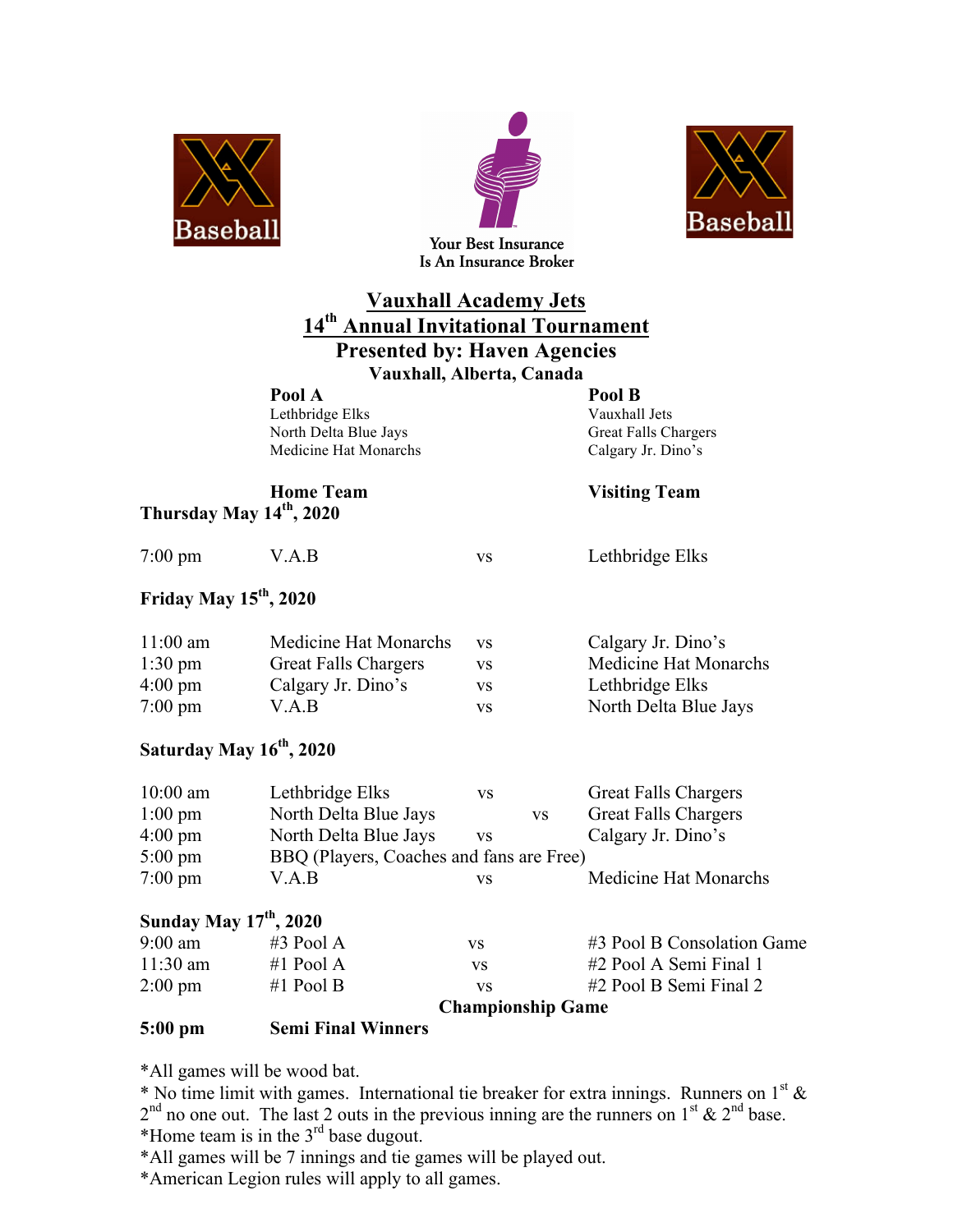Baseball

Your Best Insurance Is An Insurance Broker

Baseball

# Vauxhall Academy Jets

## 14th Annual Invitational Tournament

## Presented by: Haven Agencies

### Vauxhall, Alberta, Canada

| Pool A | Pool B |
|---|---|
| Lethbridge Elks | Vauxhall Jets |
| North Delta Blue Jays | Great Falls Chargers |
| Medicine Hat Monarchs | Calgary Jr. Dino's |

| | **Home Team** | | **Visiting Team** |
|---|---|---|---|
| **Thursday May 14th, 2020** | | | |
| 7:00 pm | V.A.B | vs | Lethbridge Elks |
| **Friday May 15th, 2020** | | | |
| 11:00 am | Medicine Hat Monarchs | vs | Calgary Jr. Dino's |
| 1:30 pm | Great Falls Chargers | vs | Medicine Hat Monarchs |
| 4:00 pm | Calgary Jr. Dino's | vs | Lethbridge Elks |
| 7:00 pm | V.A.B | vs | North Delta Blue Jays |
| **Saturday May 16th, 2020** | | | |
| 10:00 am | Lethbridge Elks | vs | Great Falls Chargers |
| 1:00 pm | North Delta Blue Jays | vs | Great Falls Chargers |
| 4:00 pm | North Delta Blue Jays | vs | Calgary Jr. Dino's |
| 5:00 pm | BBQ (Players, Coaches and fans are Free) | | |
| 7:00 pm | V.A.B | vs | Medicine Hat Monarchs |
| **Sunday May 17th, 2020** | | | |
| 9:00 am | #3 Pool A | vs | #3 Pool B Consolation Game |
| 11:30 am | #1 Pool A | vs | #2 Pool A Semi Final 1 |
| 2:00 pm | #1 Pool B | vs | #2 Pool B Semi Final 2 |
| | | **Championship Game** | |
| **5:00 pm** | **Semi Final Winners** | | |

*All games will be wood bat.

* No time limit with games. International tie breaker for extra innings. Runners on 1st & 2nd no one out. The last 2 outs in the previous inning are the runners on 1st & 2nd base.

*Home team is in the 3rd base dugout.

*All games will be 7 innings and tie games will be played out.

*American Legion rules will apply to all games.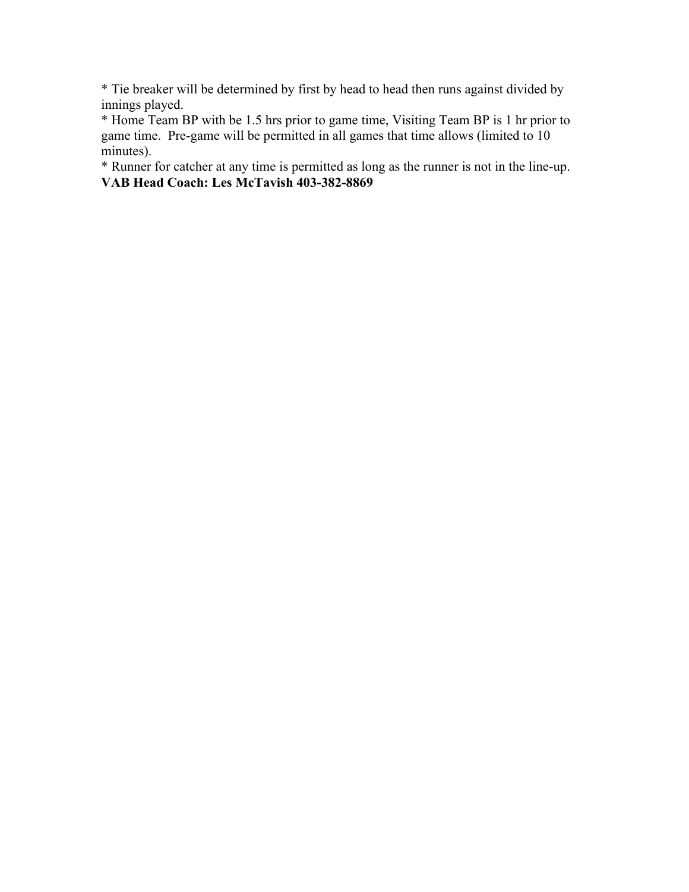* Tie breaker will be determined by first by head to head then runs against divided by innings played.
* Home Team BP with be 1.5 hrs prior to game time, Visiting Team BP is 1 hr prior to game time.  Pre-game will be permitted in all games that time allows (limited to 10 minutes).
* Runner for catcher at any time is permitted as long as the runner is not in the line-up.

**VAB Head Coach: Les McTavish 403-382-8869**